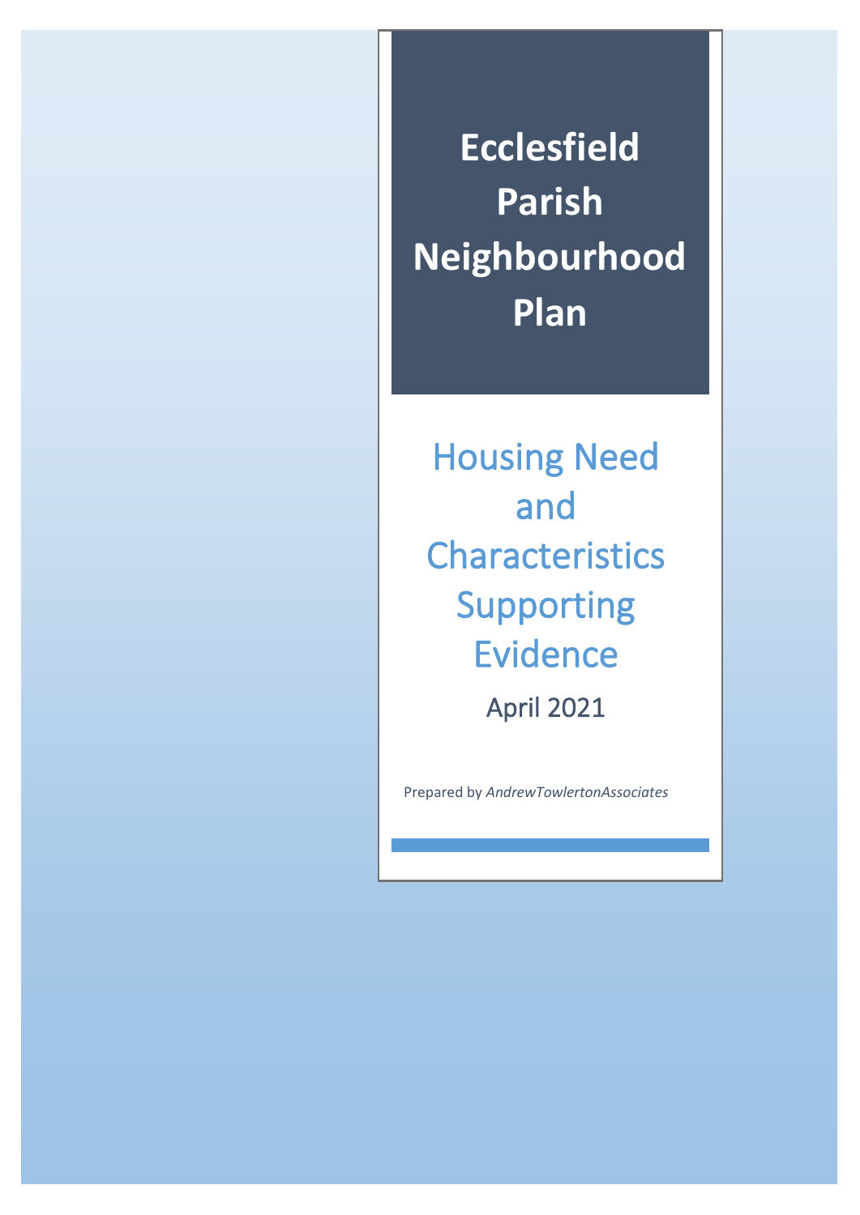# Ecclesfield Parish Neighbourhood Plan

## Housing Need and Characteristics Supporting Evidence

April 2021

Prepared by *AndrewTowlertonAssociates*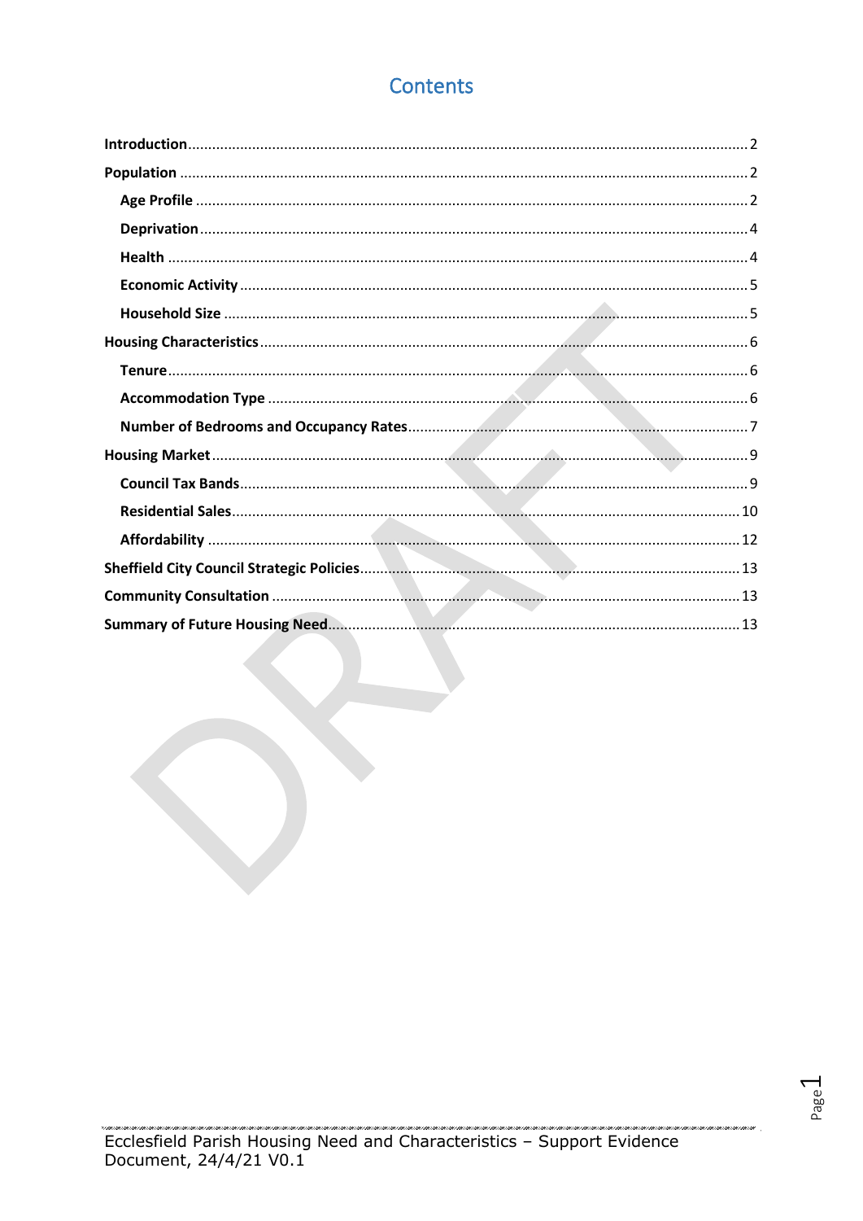# Contents

- **Introduction** ... 2
- **Population** ... 2
  - **Age Profile** ... 2
  - **Deprivation** ... 4
  - **Health** ... 4
  - **Economic Activity** ... 5
  - **Household Size** ... 5
- **Housing Characteristics** ... 6
  - **Tenure** ... 6
  - **Accommodation Type** ... 6
  - **Number of Bedrooms and Occupancy Rates** ... 7
- **Housing Market** ... 9
  - **Council Tax Bands** ... 9
  - **Residential Sales** ... 10
  - **Affordability** ... 12
- **Sheffield City Council Strategic Policies** ... 13
- **Community Consultation** ... 13
- **Summary of Future Housing Need** ... 13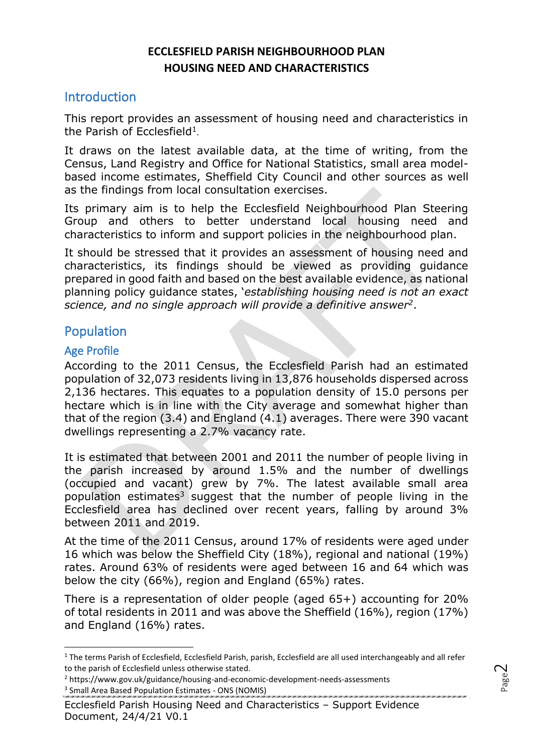# ECCLESFIELD PARISH NEIGHBOURHOOD PLAN
# HOUSING NEED AND CHARACTERISTICS

## Introduction

This report provides an assessment of housing need and characteristics in the Parish of Ecclesfield[1].

It draws on the latest available data, at the time of writing, from the Census, Land Registry and Office for National Statistics, small area model-based income estimates, Sheffield City Council and other sources as well as the findings from local consultation exercises.

Its primary aim is to help the Ecclesfield Neighbourhood Plan Steering Group and others to better understand local housing need and characteristics to inform and support policies in the neighbourhood plan.

It should be stressed that it provides an assessment of housing need and characteristics, its findings should be viewed as providing guidance prepared in good faith and based on the best available evidence, as national planning policy guidance states, '*establishing housing need is not an exact science, and no single approach will provide a definitive answer*[2].

## Population

### Age Profile

According to the 2011 Census, the Ecclesfield Parish had an estimated population of 32,073 residents living in 13,876 households dispersed across 2,136 hectares. This equates to a population density of 15.0 persons per hectare which is in line with the City average and somewhat higher than that of the region (3.4) and England (4.1) averages. There were 390 vacant dwellings representing a 2.7% vacancy rate.

It is estimated that between 2001 and 2011 the number of people living in the parish increased by around 1.5% and the number of dwellings (occupied and vacant) grew by 7%. The latest available small area population estimates[3] suggest that the number of people living in the Ecclesfield area has declined over recent years, falling by around 3% between 2011 and 2019.

At the time of the 2011 Census, around 17% of residents were aged under 16 which was below the Sheffield City (18%), regional and national (19%) rates. Around 63% of residents were aged between 16 and 64 which was below the city (66%), region and England (65%) rates.

There is a representation of older people (aged 65+) accounting for 20% of total residents in 2011 and was above the Sheffield (16%), region (17%) and England (16%) rates.

---

[1] The terms Parish of Ecclesfield, Ecclesfield Parish, parish, Ecclesfield are all used interchangeably and all refer to the parish of Ecclesfield unless otherwise stated.

[2] https://www.gov.uk/guidance/housing-and-economic-development-needs-assessments

[3] Small Area Based Population Estimates - ONS (NOMIS)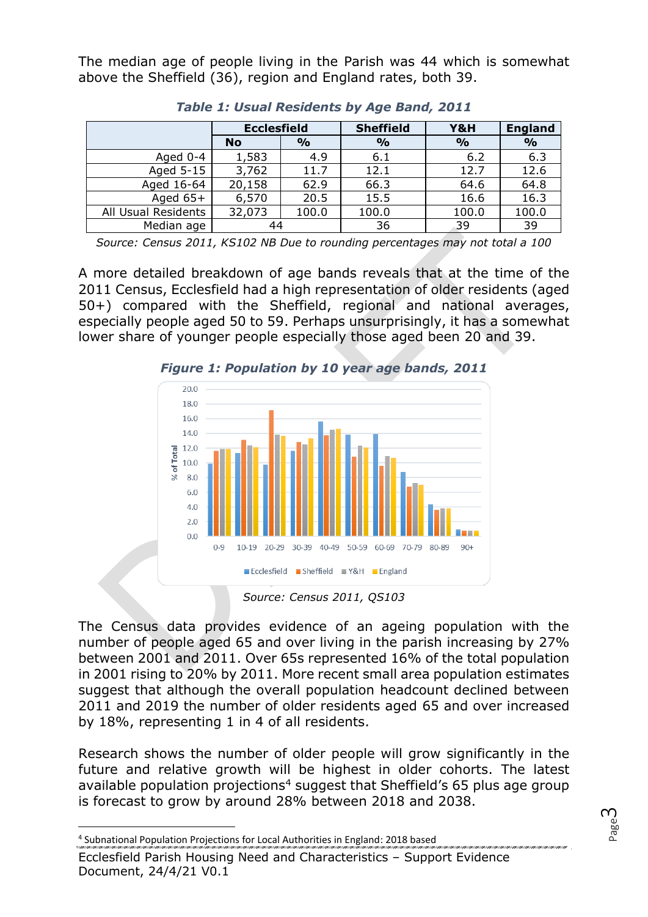The median age of people living in the Parish was 44 which is somewhat above the Sheffield (36), region and England rates, both 39.

***Table 1: Usual Residents by Age Band, 2011***

| | Ecclesfield | | Sheffield | Y&H | England |
|---|---|---|---|---|---|
| | No | % | % | % | % |
| Aged 0-4 | 1,583 | 4.9 | 6.1 | 6.2 | 6.3 |
| Aged 5-15 | 3,762 | 11.7 | 12.1 | 12.7 | 12.6 |
| Aged 16-64 | 20,158 | 62.9 | 66.3 | 64.6 | 64.8 |
| Aged 65+ | 6,570 | 20.5 | 15.5 | 16.6 | 16.3 |
| All Usual Residents | 32,073 | 100.0 | 100.0 | 100.0 | 100.0 |
| Median age | 44 | | 36 | 39 | 39 |

*Source: Census 2011, KS102 NB Due to rounding percentages may not total a 100*

A more detailed breakdown of age bands reveals that at the time of the 2011 Census, Ecclesfield had a high representation of older residents (aged 50+) compared with the Sheffield, regional and national averages, especially people aged 50 to 59. Perhaps unsurprisingly, it has a somewhat lower share of younger people especially those aged been 20 and 39.

***Figure 1: Population by 10 year age bands, 2011***

*Source: Census 2011, QS103*

The Census data provides evidence of an ageing population with the number of people aged 65 and over living in the parish increasing by 27% between 2001 and 2011. Over 65s represented 16% of the total population in 2001 rising to 20% by 2011. More recent small area population estimates suggest that although the overall population headcount declined between 2011 and 2019 the number of older residents aged 65 and over increased by 18%, representing 1 in 4 of all residents.

Research shows the number of older people will grow significantly in the future and relative growth will be highest in older cohorts. The latest available population projections[4] suggest that Sheffield's 65 plus age group is forecast to grow by around 28% between 2018 and 2038.

[4] Subnational Population Projections for Local Authorities in England: 2018 based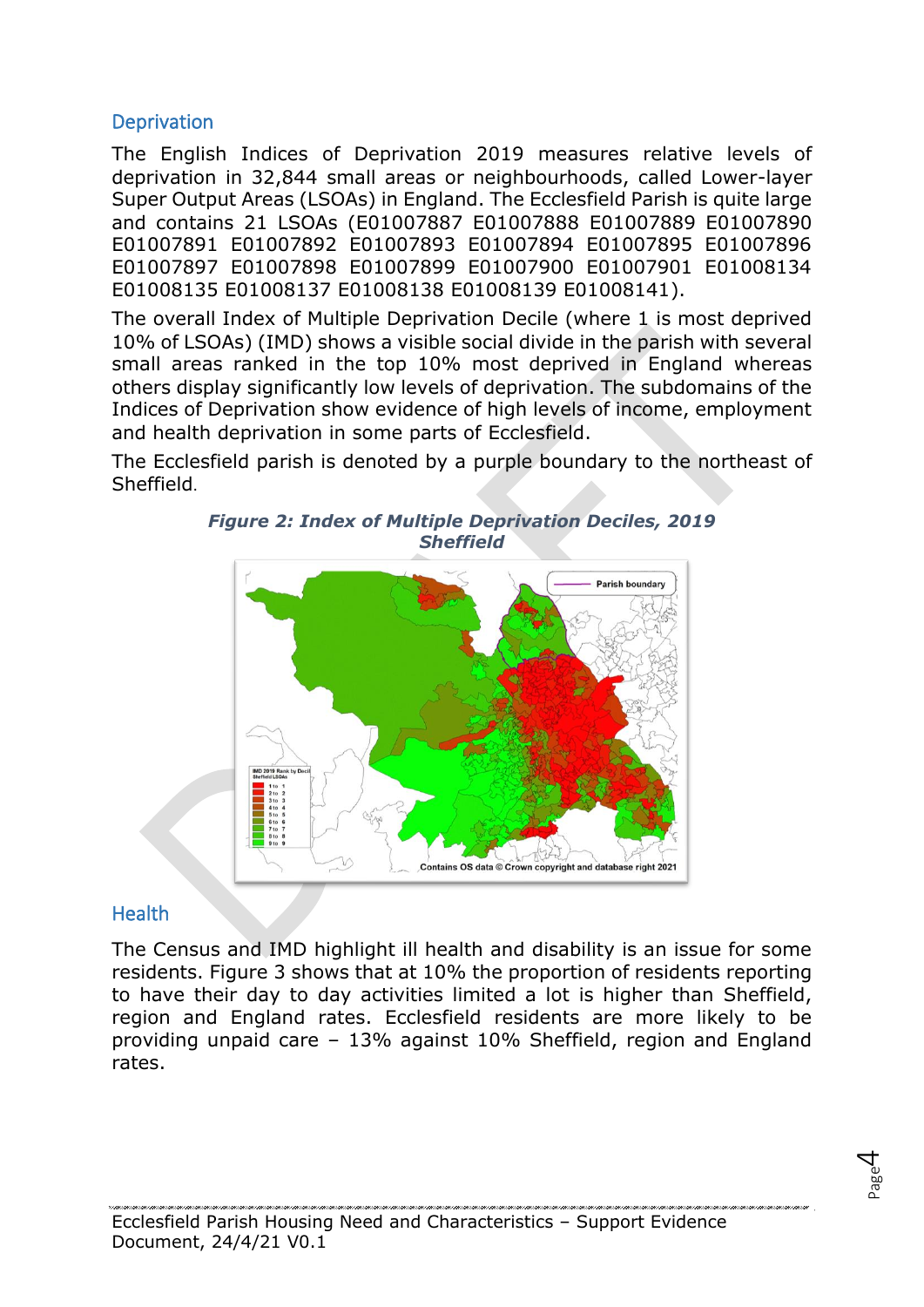## Deprivation

The English Indices of Deprivation 2019 measures relative levels of deprivation in 32,844 small areas or neighbourhoods, called Lower-layer Super Output Areas (LSOAs) in England. The Ecclesfield Parish is quite large and contains 21 LSOAs (E01007887 E01007888 E01007889 E01007890 E01007891 E01007892 E01007893 E01007894 E01007895 E01007896 E01007897 E01007898 E01007899 E01007900 E01007901 E01008134 E01008135 E01008137 E01008138 E01008139 E01008141).

The overall Index of Multiple Deprivation Decile (where 1 is most deprived 10% of LSOAs) (IMD) shows a visible social divide in the parish with several small areas ranked in the top 10% most deprived in England whereas others display significantly low levels of deprivation. The subdomains of the Indices of Deprivation show evidence of high levels of income, employment and health deprivation in some parts of Ecclesfield.

The Ecclesfield parish is denoted by a purple boundary to the northeast of Sheffield.

***Figure 2: Index of Multiple Deprivation Deciles, 2019 Sheffield***

## Health

The Census and IMD highlight ill health and disability is an issue for some residents. Figure 3 shows that at 10% the proportion of residents reporting to have their day to day activities limited a lot is higher than Sheffield, region and England rates. Ecclesfield residents are more likely to be providing unpaid care – 13% against 10% Sheffield, region and England rates.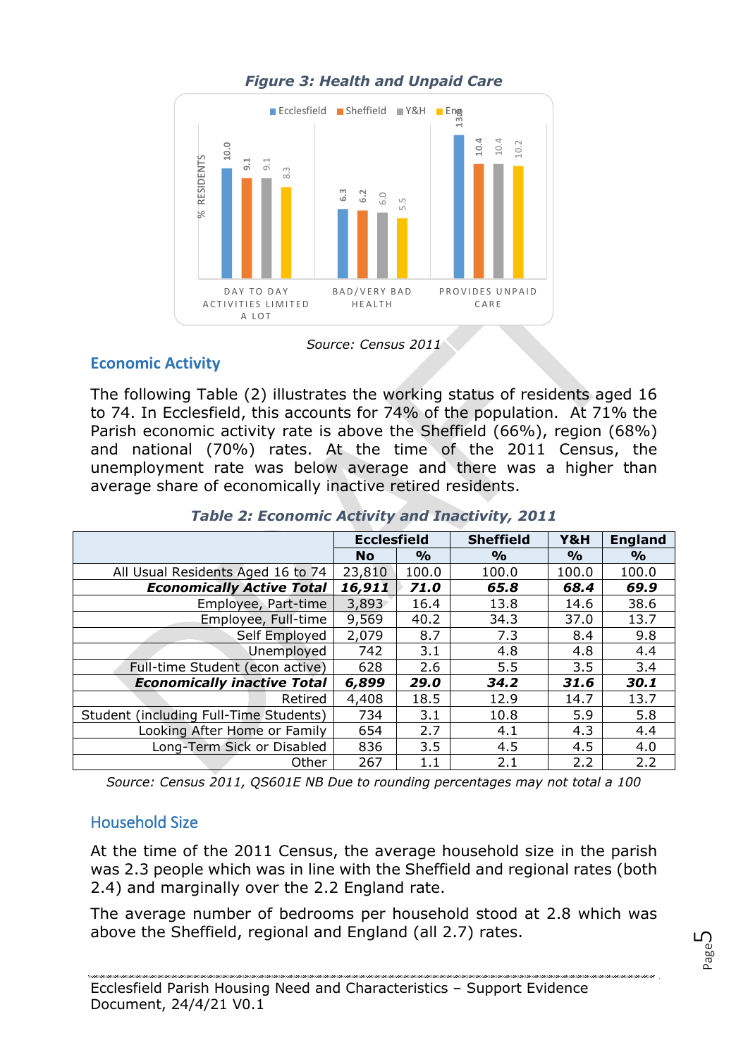*Figure 3: Health and Unpaid Care*

Source: Census 2011

## Economic Activity

The following Table (2) illustrates the working status of residents aged 16 to 74. In Ecclesfield, this accounts for 74% of the population. At 71% the Parish economic activity rate is above the Sheffield (66%), region (68%) and national (70%) rates. At the time of the 2011 Census, the unemployment rate was below average and there was a higher than average share of economically inactive retired residents.

*Table 2: Economic Activity and Inactivity, 2011*

| | Ecclesfield | | Sheffield | Y&H | England |
|---|---|---|---|---|---|
| | No | % | % | % | % |
| All Usual Residents Aged 16 to 74 | 23,810 | 100.0 | 100.0 | 100.0 | 100.0 |
| ***Economically Active Total*** | ***16,911*** | ***71.0*** | ***65.8*** | ***68.4*** | ***69.9*** |
| Employee, Part-time | 3,893 | 16.4 | 13.8 | 14.6 | 38.6 |
| Employee, Full-time | 9,569 | 40.2 | 34.3 | 37.0 | 13.7 |
| Self Employed | 2,079 | 8.7 | 7.3 | 8.4 | 9.8 |
| Unemployed | 742 | 3.1 | 4.8 | 4.8 | 4.4 |
| Full-time Student (econ active) | 628 | 2.6 | 5.5 | 3.5 | 3.4 |
| ***Economically inactive Total*** | ***6,899*** | ***29.0*** | ***34.2*** | ***31.6*** | ***30.1*** |
| Retired | 4,408 | 18.5 | 12.9 | 14.7 | 13.7 |
| Student (including Full-Time Students) | 734 | 3.1 | 10.8 | 5.9 | 5.8 |
| Looking After Home or Family | 654 | 2.7 | 4.1 | 4.3 | 4.4 |
| Long-Term Sick or Disabled | 836 | 3.5 | 4.5 | 4.5 | 4.0 |
| Other | 267 | 1.1 | 2.1 | 2.2 | 2.2 |

*Source: Census 2011, QS601E NB Due to rounding percentages may not total a 100*

## Household Size

At the time of the 2011 Census, the average household size in the parish was 2.3 people which was in line with the Sheffield and regional rates (both 2.4) and marginally over the 2.2 England rate.

The average number of bedrooms per household stood at 2.8 which was above the Sheffield, regional and England (all 2.7) rates.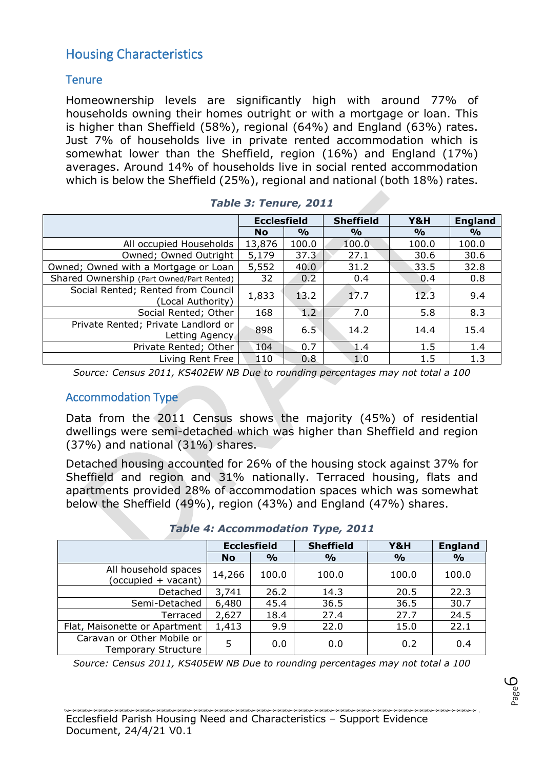# Housing Characteristics

## Tenure

Homeownership levels are significantly high with around 77% of households owning their homes outright or with a mortgage or loan. This is higher than Sheffield (58%), regional (64%) and England (63%) rates. Just 7% of households live in private rented accommodation which is somewhat lower than the Sheffield, region (16%) and England (17%) averages. Around 14% of households live in social rented accommodation which is below the Sheffield (25%), regional and national (both 18%) rates.

***Table 3: Tenure, 2011***

| | Ecclesfield | | Sheffield | Y&H | England |
|---|---|---|---|---|---|
| | No | % | % | % | % |
| All occupied Households | 13,876 | 100.0 | 100.0 | 100.0 | 100.0 |
| Owned; Owned Outright | 5,179 | 37.3 | 27.1 | 30.6 | 30.6 |
| Owned; Owned with a Mortgage or Loan | 5,552 | 40.0 | 31.2 | 33.5 | 32.8 |
| Shared Ownership (Part Owned/Part Rented) | 32 | 0.2 | 0.4 | 0.4 | 0.8 |
| Social Rented; Rented from Council (Local Authority) | 1,833 | 13.2 | 17.7 | 12.3 | 9.4 |
| Social Rented; Other | 168 | 1.2 | 7.0 | 5.8 | 8.3 |
| Private Rented; Private Landlord or Letting Agency | 898 | 6.5 | 14.2 | 14.4 | 15.4 |
| Private Rented; Other | 104 | 0.7 | 1.4 | 1.5 | 1.4 |
| Living Rent Free | 110 | 0.8 | 1.0 | 1.5 | 1.3 |

*Source: Census 2011, KS402EW NB Due to rounding percentages may not total a 100*

## Accommodation Type

Data from the 2011 Census shows the majority (45%) of residential dwellings were semi-detached which was higher than Sheffield and region (37%) and national (31%) shares.

Detached housing accounted for 26% of the housing stock against 37% for Sheffield and region and 31% nationally. Terraced housing, flats and apartments provided 28% of accommodation spaces which was somewhat below the Sheffield (49%), region (43%) and England (47%) shares.

***Table 4: Accommodation Type, 2011***

| | Ecclesfield | | Sheffield | Y&H | England |
|---|---|---|---|---|---|
| | No | % | % | % | % |
| All household spaces (occupied + vacant) | 14,266 | 100.0 | 100.0 | 100.0 | 100.0 |
| Detached | 3,741 | 26.2 | 14.3 | 20.5 | 22.3 |
| Semi-Detached | 6,480 | 45.4 | 36.5 | 36.5 | 30.7 |
| Terraced | 2,627 | 18.4 | 27.4 | 27.7 | 24.5 |
| Flat, Maisonette or Apartment | 1,413 | 9.9 | 22.0 | 15.0 | 22.1 |
| Caravan or Other Mobile or Temporary Structure | 5 | 0.0 | 0.0 | 0.2 | 0.4 |

*Source: Census 2011, KS405EW NB Due to rounding percentages may not total a 100*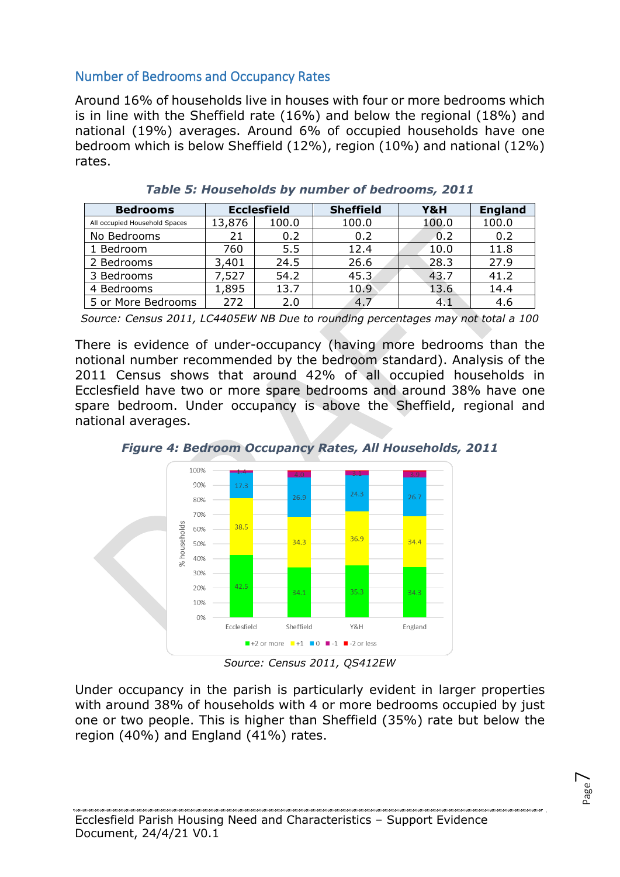## Number of Bedrooms and Occupancy Rates

Around 16% of households live in houses with four or more bedrooms which is in line with the Sheffield rate (16%) and below the regional (18%) and national (19%) averages. Around 6% of occupied households have one bedroom which is below Sheffield (12%), region (10%) and national (12%) rates.

***Table 5: Households by number of bedrooms, 2011***

| Bedrooms | Ecclesfield | | Sheffield | Y&H | England |
|---|---|---|---|---|---|
| All occupied Household Spaces | 13,876 | 100.0 | 100.0 | 100.0 | 100.0 |
| No Bedrooms | 21 | 0.2 | 0.2 | 0.2 | 0.2 |
| 1 Bedroom | 760 | 5.5 | 12.4 | 10.0 | 11.8 |
| 2 Bedrooms | 3,401 | 24.5 | 26.6 | 28.3 | 27.9 |
| 3 Bedrooms | 7,527 | 54.2 | 45.3 | 43.7 | 41.2 |
| 4 Bedrooms | 1,895 | 13.7 | 10.9 | 13.6 | 14.4 |
| 5 or More Bedrooms | 272 | 2.0 | 4.7 | 4.1 | 4.6 |

*Source: Census 2011, LC4405EW NB Due to rounding percentages may not total a 100*

There is evidence of under-occupancy (having more bedrooms than the notional number recommended by the bedroom standard). Analysis of the 2011 Census shows that around 42% of all occupied households in Ecclesfield have two or more spare bedrooms and around 38% have one spare bedroom. Under occupancy is above the Sheffield, regional and national averages.

***Figure 4: Bedroom Occupancy Rates, All Households, 2011***

| % households | +2 or more | +1 | 0 | -1 | -2 or less |
|---|---|---|---|---|---|
| Ecclesfield | 42.5 | 38.5 | 17.3 | 1.4 | |
| Sheffield | 34.1 | 34.3 | 26.9 | 4.0 | |
| Y&H | 35.3 | 36.9 | 24.3 | 3.1 | |
| England | 34.3 | 34.4 | 26.7 | 3.9 | |

*Source: Census 2011, QS412EW*

Under occupancy in the parish is particularly evident in larger properties with around 38% of households with 4 or more bedrooms occupied by just one or two people. This is higher than Sheffield (35%) rate but below the region (40%) and England (41%) rates.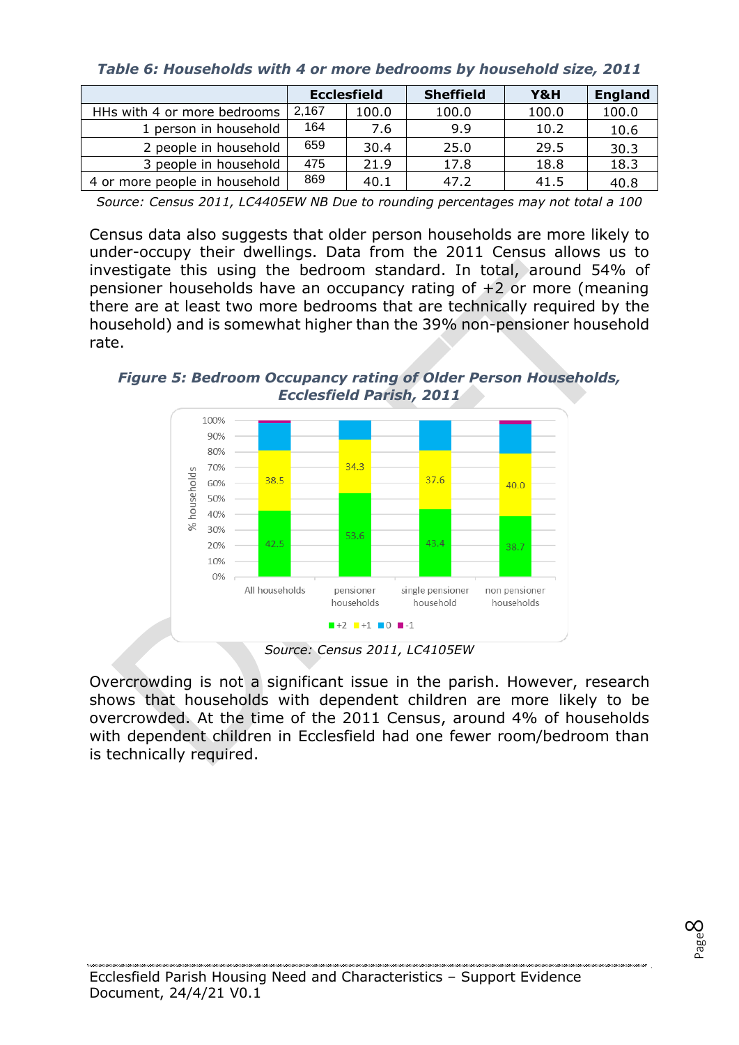*Table 6: Households with 4 or more bedrooms by household size, 2011*

| | Ecclesfield | | Sheffield | Y&H | England |
|---|---|---|---|---|---|
| HHs with 4 or more bedrooms | 2,167 | 100.0 | 100.0 | 100.0 | 100.0 |
| 1 person in household | 164 | 7.6 | 9.9 | 10.2 | 10.6 |
| 2 people in household | 659 | 30.4 | 25.0 | 29.5 | 30.3 |
| 3 people in household | 475 | 21.9 | 17.8 | 18.8 | 18.3 |
| 4 or more people in household | 869 | 40.1 | 47.2 | 41.5 | 40.8 |

Source: Census 2011, LC4405EW NB Due to rounding percentages may not total a 100

Census data also suggests that older person households are more likely to under-occupy their dwellings. Data from the 2011 Census allows us to investigate this using the bedroom standard. In total, around 54% of pensioner households have an occupancy rating of +2 or more (meaning there are at least two more bedrooms that are technically required by the household) and is somewhat higher than the 39% non-pensioner household rate.

*Figure 5: Bedroom Occupancy rating of Older Person Households, Ecclesfield Parish, 2011*

Source: Census 2011, LC4105EW

Overcrowding is not a significant issue in the parish. However, research shows that households with dependent children are more likely to be overcrowded. At the time of the 2011 Census, around 4% of households with dependent children in Ecclesfield had one fewer room/bedroom than is technically required.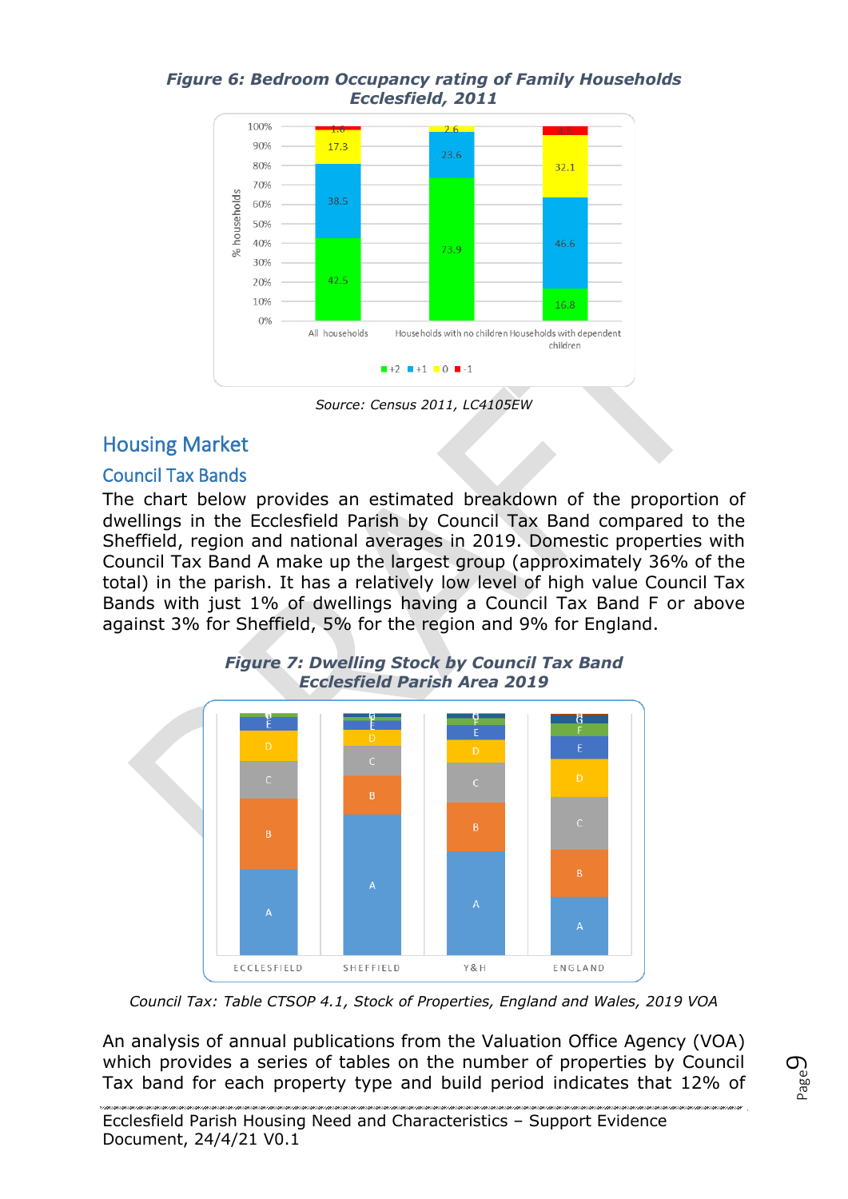***Figure 6: Bedroom Occupancy rating of Family Households Ecclesfield, 2011***

*Source: Census 2011, LC4105EW*

## Housing Market

### Council Tax Bands

The chart below provides an estimated breakdown of the proportion of dwellings in the Ecclesfield Parish by Council Tax Band compared to the Sheffield, region and national averages in 2019. Domestic properties with Council Tax Band A make up the largest group (approximately 36% of the total) in the parish. It has a relatively low level of high value Council Tax Bands with just 1% of dwellings having a Council Tax Band F or above against 3% for Sheffield, 5% for the region and 9% for England.

***Figure 7: Dwelling Stock by Council Tax Band Ecclesfield Parish Area 2019***

*Council Tax: Table CTSOP 4.1, Stock of Properties, England and Wales, 2019 VOA*

An analysis of annual publications from the Valuation Office Agency (VOA) which provides a series of tables on the number of properties by Council Tax band for each property type and build period indicates that 12% of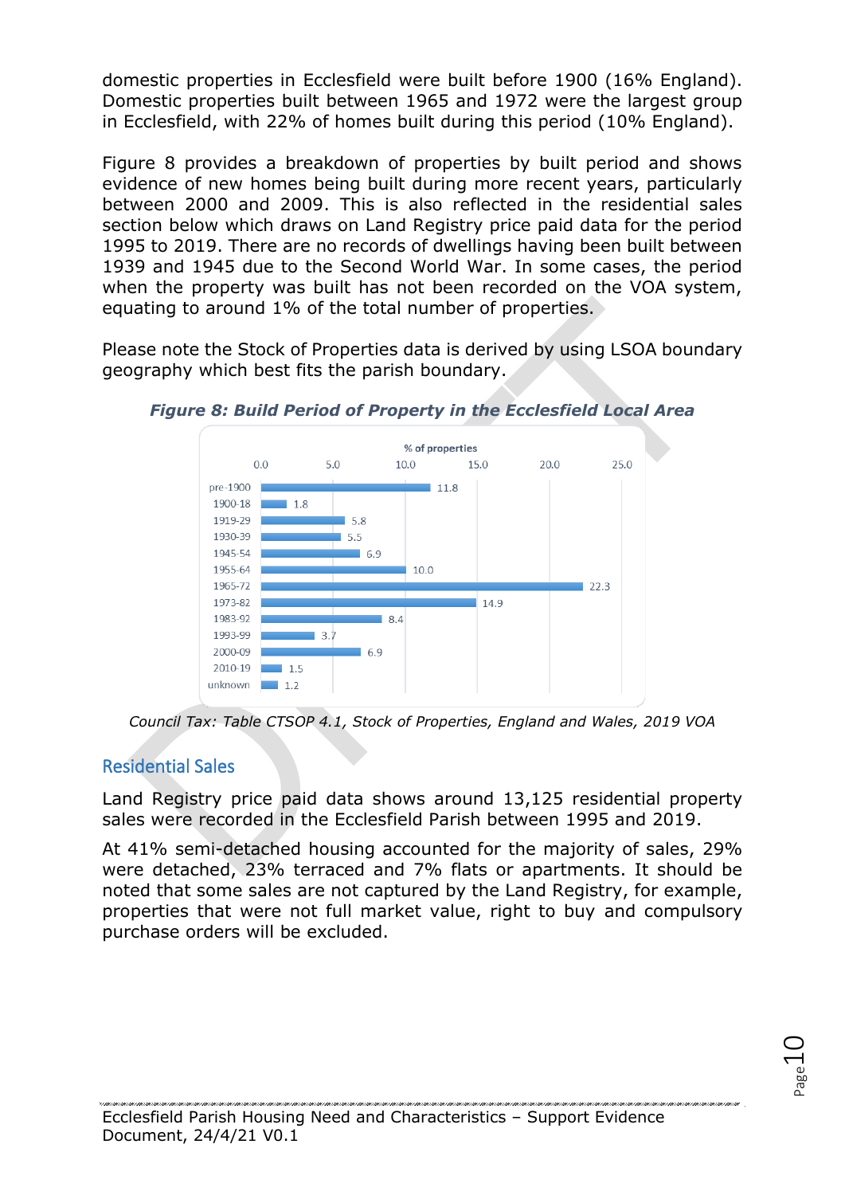domestic properties in Ecclesfield were built before 1900 (16% England). Domestic properties built between 1965 and 1972 were the largest group in Ecclesfield, with 22% of homes built during this period (10% England).

Figure 8 provides a breakdown of properties by built period and shows evidence of new homes being built during more recent years, particularly between 2000 and 2009. This is also reflected in the residential sales section below which draws on Land Registry price paid data for the period 1995 to 2019. There are no records of dwellings having been built between 1939 and 1945 due to the Second World War. In some cases, the period when the property was built has not been recorded on the VOA system, equating to around 1% of the total number of properties.

Please note the Stock of Properties data is derived by using LSOA boundary geography which best fits the parish boundary.

***Figure 8: Build Period of Property in the Ecclesfield Local Area***

| Build period | % of properties |
|---|---|
| pre-1900 | 11.8 |
| 1900-18 | 1.8 |
| 1919-29 | 5.8 |
| 1930-39 | 5.5 |
| 1945-54 | 6.9 |
| 1955-64 | 10.0 |
| 1965-72 | 22.3 |
| 1973-82 | 14.9 |
| 1983-92 | 8.4 |
| 1993-99 | 3.7 |
| 2000-09 | 6.9 |
| 2010-19 | 1.5 |
| unknown | 1.2 |

*Council Tax: Table CTSOP 4.1, Stock of Properties, England and Wales, 2019 VOA*

## Residential Sales

Land Registry price paid data shows around 13,125 residential property sales were recorded in the Ecclesfield Parish between 1995 and 2019.

At 41% semi-detached housing accounted for the majority of sales, 29% were detached, 23% terraced and 7% flats or apartments. It should be noted that some sales are not captured by the Land Registry, for example, properties that were not full market value, right to buy and compulsory purchase orders will be excluded.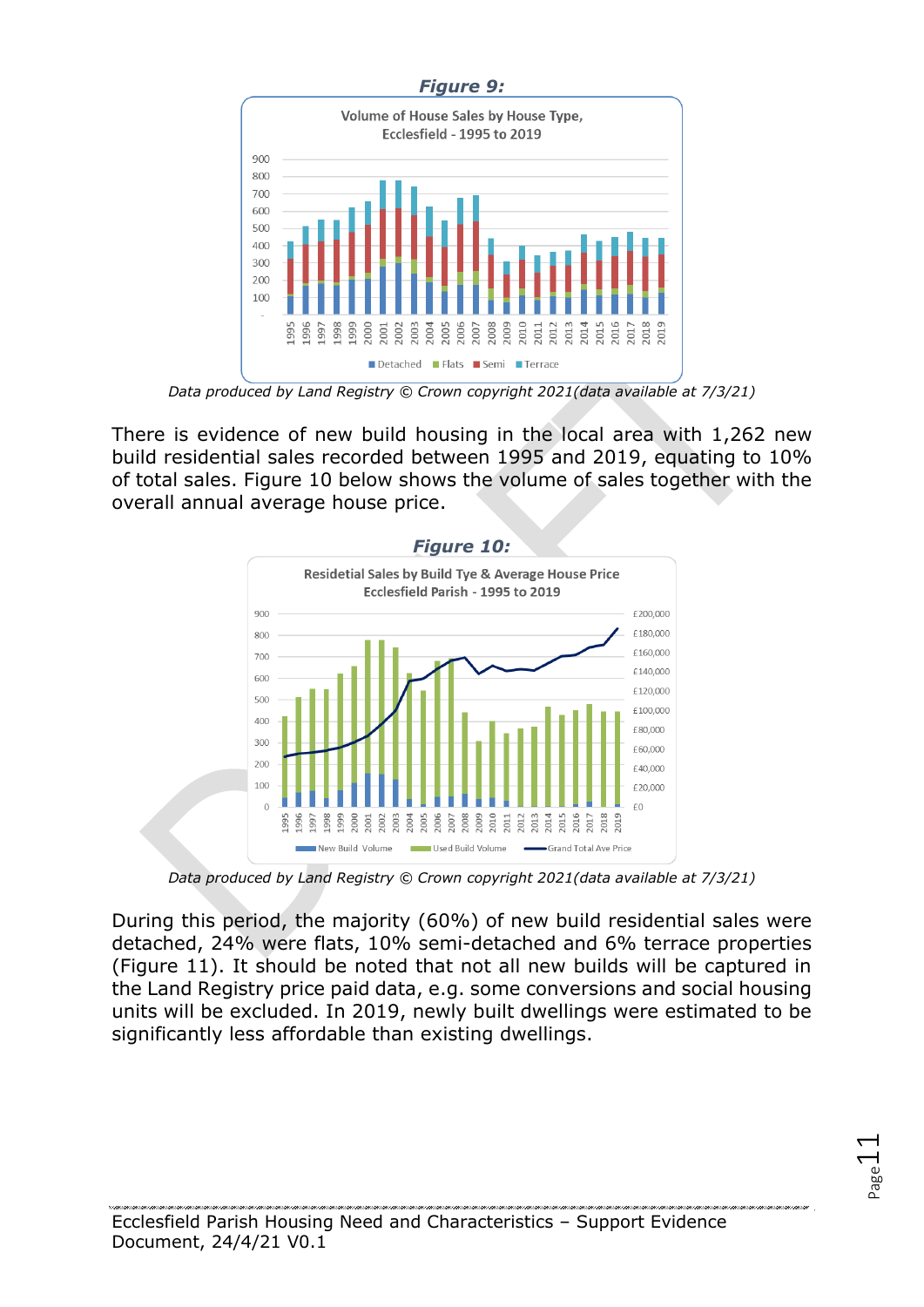***Figure 9:***

*Data produced by Land Registry © Crown copyright 2021(data available at 7/3/21)*

There is evidence of new build housing in the local area with 1,262 new build residential sales recorded between 1995 and 2019, equating to 10% of total sales. Figure 10 below shows the volume of sales together with the overall annual average house price.

***Figure 10:***

*Data produced by Land Registry © Crown copyright 2021(data available at 7/3/21)*

During this period, the majority (60%) of new build residential sales were detached, 24% were flats, 10% semi-detached and 6% terrace properties (Figure 11). It should be noted that not all new builds will be captured in the Land Registry price paid data, e.g. some conversions and social housing units will be excluded. In 2019, newly built dwellings were estimated to be significantly less affordable than existing dwellings.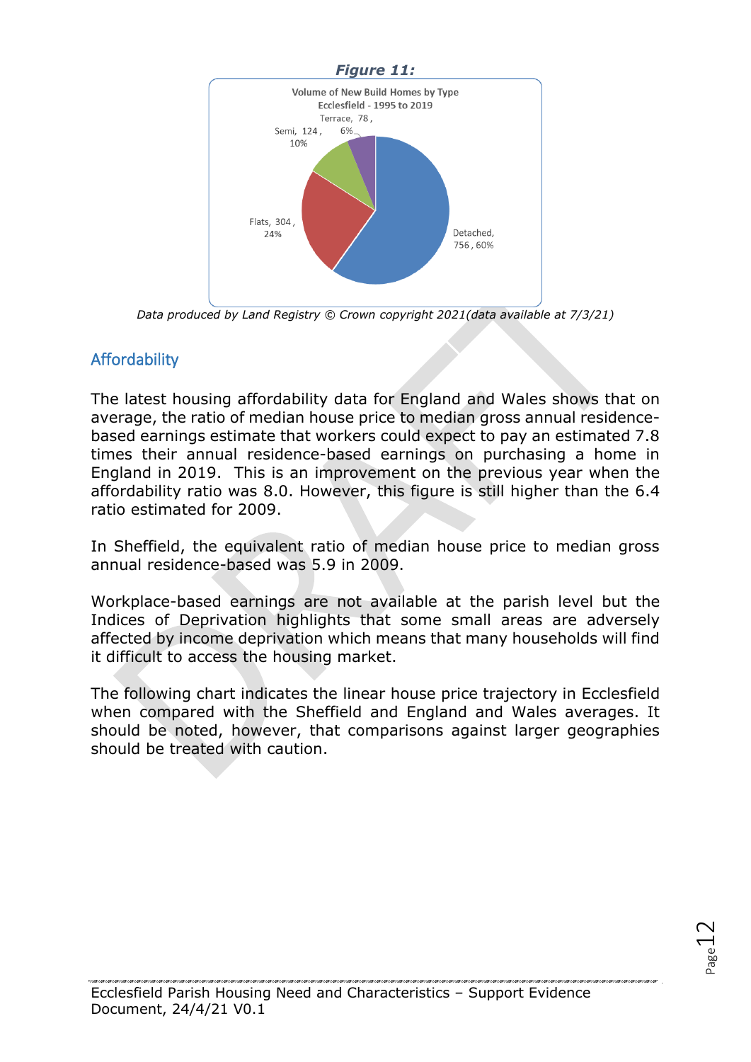***Figure 11:***

Volume of New Build Homes by Type
Ecclesfield - 1995 to 2019

Terrace, 78, 6%
Semi, 124, 10%
Flats, 304, 24%
Detached, 756, 60%

*Data produced by Land Registry © Crown copyright 2021(data available at 7/3/21)*

## Affordability

The latest housing affordability data for England and Wales shows that on average, the ratio of median house price to median gross annual residence-based earnings estimate that workers could expect to pay an estimated 7.8 times their annual residence-based earnings on purchasing a home in England in 2019. This is an improvement on the previous year when the affordability ratio was 8.0. However, this figure is still higher than the 6.4 ratio estimated for 2009.

In Sheffield, the equivalent ratio of median house price to median gross annual residence-based was 5.9 in 2009.

Workplace-based earnings are not available at the parish level but the Indices of Deprivation highlights that some small areas are adversely affected by income deprivation which means that many households will find it difficult to access the housing market.

The following chart indicates the linear house price trajectory in Ecclesfield when compared with the Sheffield and England and Wales averages. It should be noted, however, that comparisons against larger geographies should be treated with caution.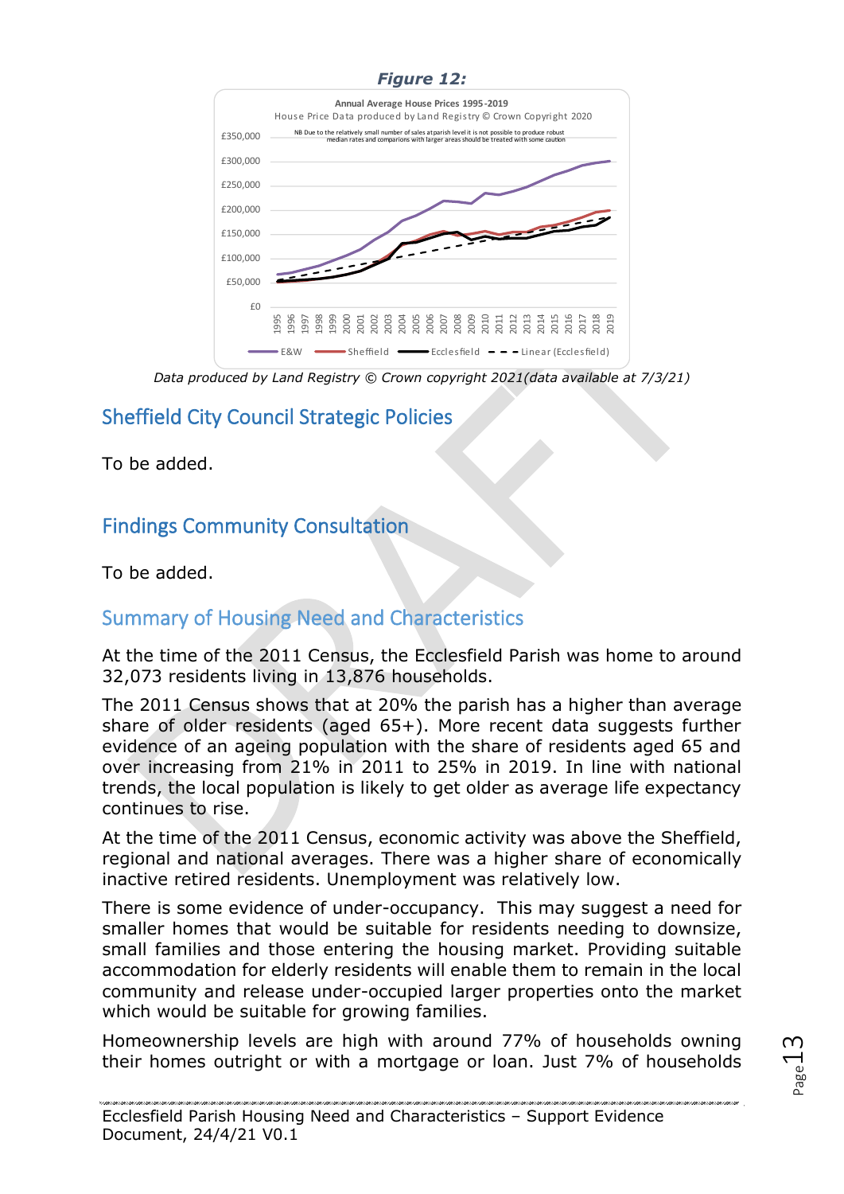***Figure 12:***

Annual Average House Prices 1995-2019

House Price Data produced by Land Registry © Crown Copyright 2020

NB Due to the relatively small number of sales at parish level it is not possible to produce robust median rates and comparions with larger areas should be treated with some caution

*Data produced by Land Registry © Crown copyright 2021(data available at 7/3/21)*

## Sheffield City Council Strategic Policies

To be added.

## Findings Community Consultation

To be added.

## Summary of Housing Need and Characteristics

At the time of the 2011 Census, the Ecclesfield Parish was home to around 32,073 residents living in 13,876 households.

The 2011 Census shows that at 20% the parish has a higher than average share of older residents (aged 65+). More recent data suggests further evidence of an ageing population with the share of residents aged 65 and over increasing from 21% in 2011 to 25% in 2019. In line with national trends, the local population is likely to get older as average life expectancy continues to rise.

At the time of the 2011 Census, economic activity was above the Sheffield, regional and national averages. There was a higher share of economically inactive retired residents. Unemployment was relatively low.

There is some evidence of under-occupancy. This may suggest a need for smaller homes that would be suitable for residents needing to downsize, small families and those entering the housing market. Providing suitable accommodation for elderly residents will enable them to remain in the local community and release under-occupied larger properties onto the market which would be suitable for growing families.

Homeownership levels are high with around 77% of households owning their homes outright or with a mortgage or loan. Just 7% of households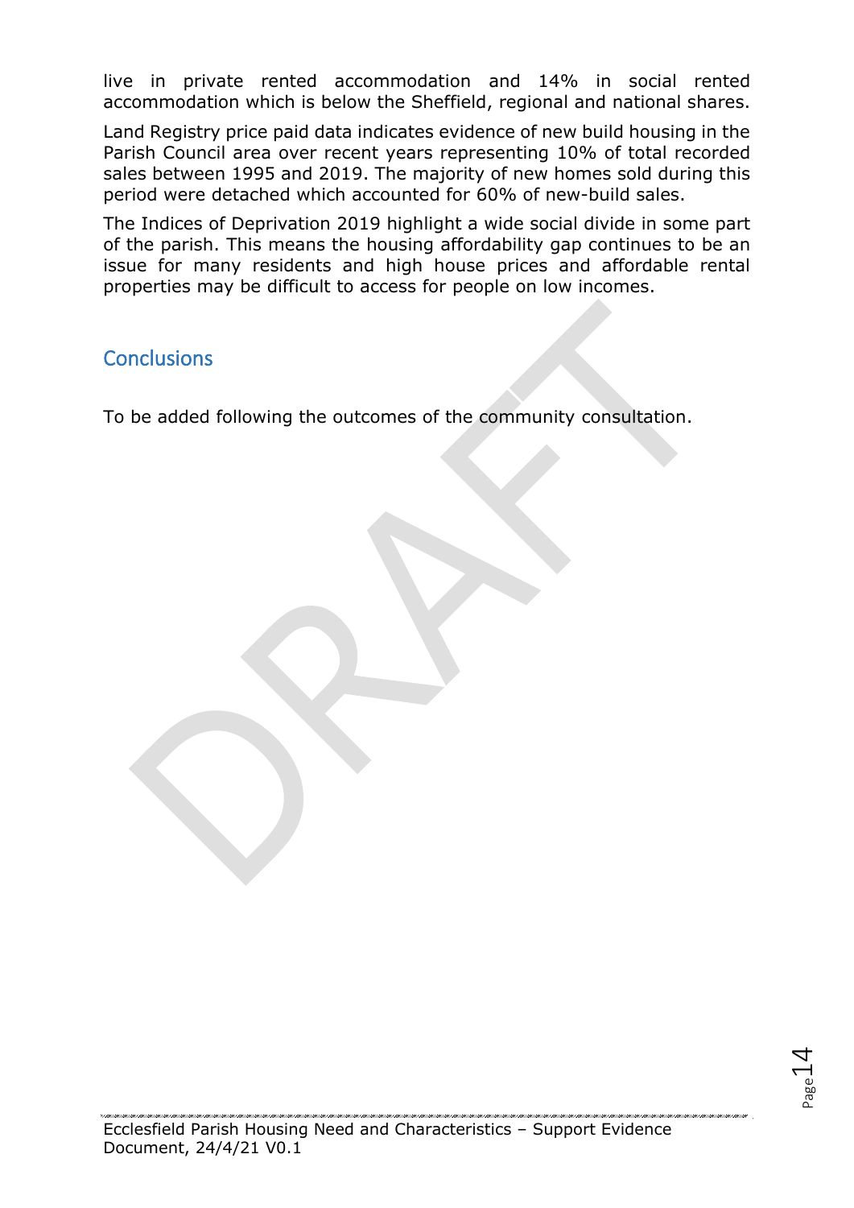live in private rented accommodation and 14% in social rented accommodation which is below the Sheffield, regional and national shares.

Land Registry price paid data indicates evidence of new build housing in the Parish Council area over recent years representing 10% of total recorded sales between 1995 and 2019. The majority of new homes sold during this period were detached which accounted for 60% of new-build sales.

The Indices of Deprivation 2019 highlight a wide social divide in some part of the parish. This means the housing affordability gap continues to be an issue for many residents and high house prices and affordable rental properties may be difficult to access for people on low incomes.

## Conclusions

To be added following the outcomes of the community consultation.